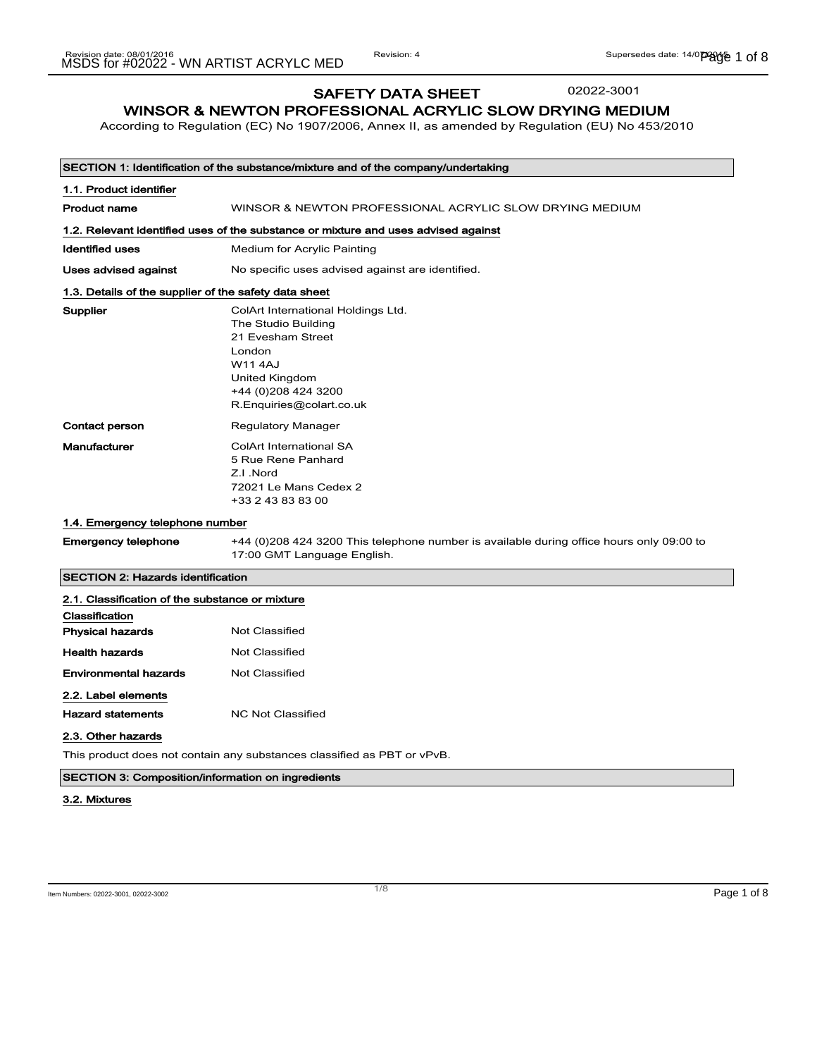# SAFETY DATA SHEET

02022-3001

## WINSOR & NEWTON PROFESSIONAL ACRYLIC SLOW DRYING MEDIUM

According to Regulation (EC) No 1907/2006, Annex II, as amended by Regulation (EU) No 453/2010

### SECTION 1: Identification of the substance/mixture and of the company/undertaking

#### 1.1. Product identifier

**Product name** WINSOR & NEWTON PROFESSIONAL ACRYLIC SLOW DRYING MEDIUM

#### 1.2. Relevant identified uses of the substance or mixture and uses advised against

**Identified uses** Medium for Acrylic Painting

**Uses advised against** No specific uses advised against are identified.

#### 1.3. Details of the supplier of the safety data sheet

**Supplier**
ColArt International Holdings Ltd.
The Studio Building
21 Evesham Street
London
W11 4AJ
United Kingdom
+44 (0)208 424 3200
R.Enquiries@colart.co.uk

**Contact person** Regulatory Manager

**Manufacturer**
ColArt International SA
5 Rue Rene Panhard
Z.I .Nord
72021 Le Mans Cedex 2
+33 2 43 83 83 00

#### 1.4. Emergency telephone number

**Emergency telephone** +44 (0)208 424 3200 This telephone number is available during office hours only 09:00 to 17:00 GMT Language English.

### SECTION 2: Hazards identification

#### 2.1. Classification of the substance or mixture

**Classification**

**Physical hazards** Not Classified

**Health hazards** Not Classified

**Environmental hazards** Not Classified

#### 2.2. Label elements

**Hazard statements** NC Not Classified

#### 2.3. Other hazards

This product does not contain any substances classified as PBT or vPvB.

### SECTION 3: Composition/information on ingredients

#### 3.2. Mixtures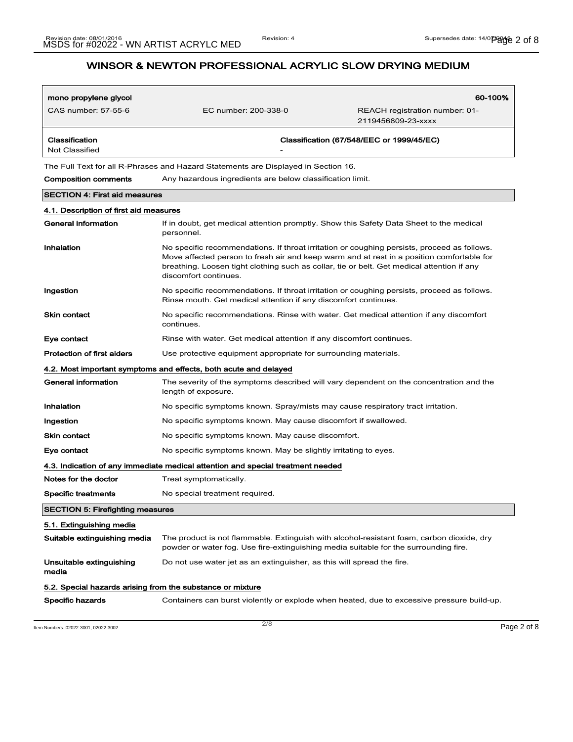## WINSOR & NEWTON PROFESSIONAL ACRYLIC SLOW DRYING MEDIUM

| mono propylene glycol | | 60-100% |
|---|---|---|
| CAS number: 57-55-6 | EC number: 200-338-0 | REACH registration number: 01-2119456809-23-xxxx |
| **Classification** | **Classification (67/548/EEC or 1999/45/EC)** | |
| Not Classified | - | |

The Full Text for all R-Phrases and Hazard Statements are Displayed in Section 16.

**Composition comments** Any hazardous ingredients are below classification limit.

## SECTION 4: First aid measures

### 4.1. Description of first aid measures

**General information** If in doubt, get medical attention promptly. Show this Safety Data Sheet to the medical personnel.

**Inhalation** No specific recommendations. If throat irritation or coughing persists, proceed as follows. Move affected person to fresh air and keep warm and at rest in a position comfortable for breathing. Loosen tight clothing such as collar, tie or belt. Get medical attention if any discomfort continues.

**Ingestion** No specific recommendations. If throat irritation or coughing persists, proceed as follows. Rinse mouth. Get medical attention if any discomfort continues.

**Skin contact** No specific recommendations. Rinse with water. Get medical attention if any discomfort continues.

**Eye contact** Rinse with water. Get medical attention if any discomfort continues.

**Protection of first aiders** Use protective equipment appropriate for surrounding materials.

### 4.2. Most important symptoms and effects, both acute and delayed

**General information** The severity of the symptoms described will vary dependent on the concentration and the length of exposure.

**Inhalation** No specific symptoms known. Spray/mists may cause respiratory tract irritation.

**Ingestion** No specific symptoms known. May cause discomfort if swallowed.

**Skin contact** No specific symptoms known. May cause discomfort.

**Eye contact** No specific symptoms known. May be slightly irritating to eyes.

### 4.3. Indication of any immediate medical attention and special treatment needed

**Notes for the doctor** Treat symptomatically.

**Specific treatments** No special treatment required.

## SECTION 5: Firefighting measures

### 5.1. Extinguishing media

**Suitable extinguishing media** The product is not flammable. Extinguish with alcohol-resistant foam, carbon dioxide, dry powder or water fog. Use fire-extinguishing media suitable for the surrounding fire.

**Unsuitable extinguishing media** Do not use water jet as an extinguisher, as this will spread the fire.

### 5.2. Special hazards arising from the substance or mixture

**Specific hazards** Containers can burst violently or explode when heated, due to excessive pressure build-up.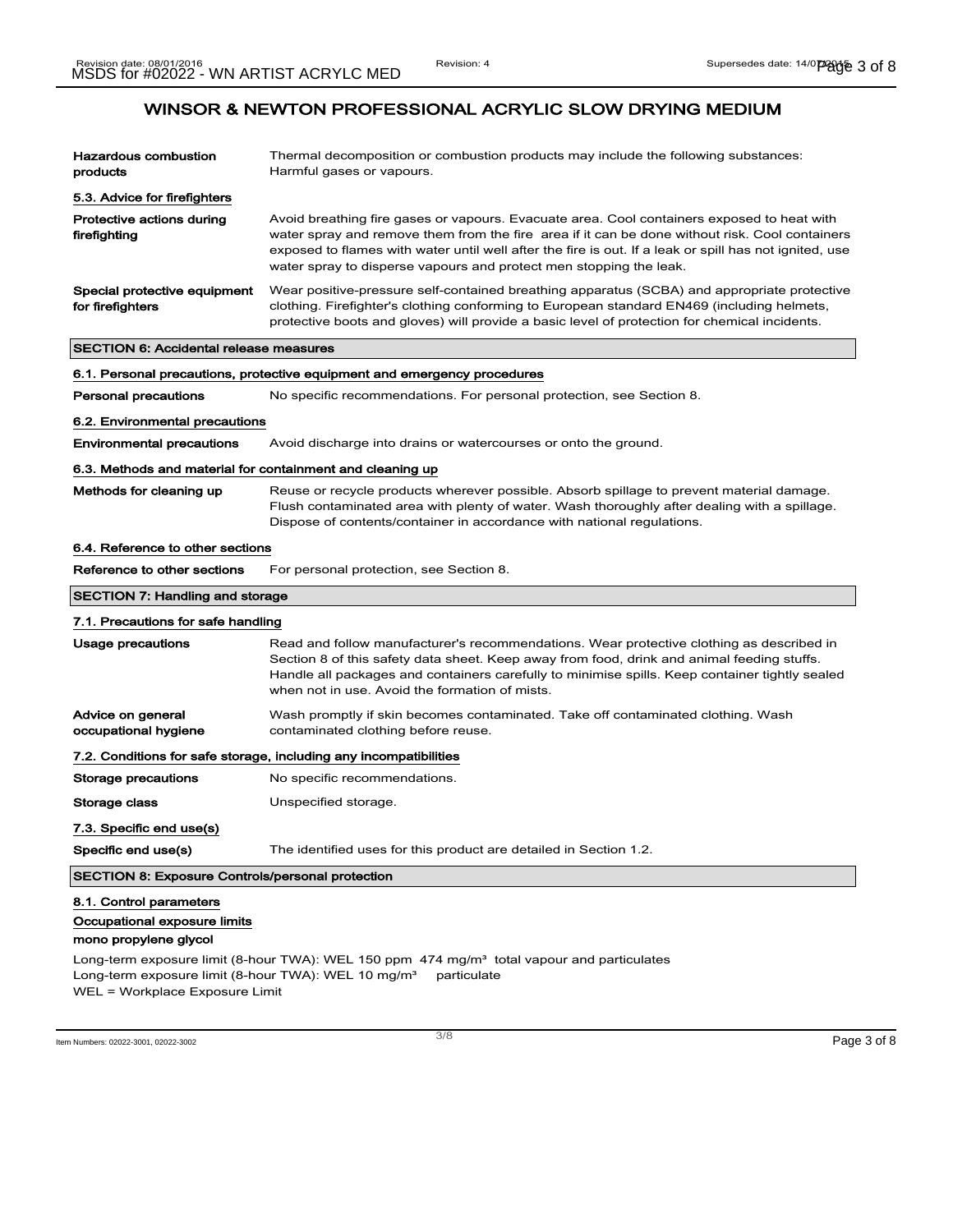# WINSOR & NEWTON PROFESSIONAL ACRYLIC SLOW DRYING MEDIUM

| | |
|---|---|
| **Hazardous combustion products** | Thermal decomposition or combustion products may include the following substances: Harmful gases or vapours. |

### 5.3. Advice for firefighters

| | |
|---|---|
| **Protective actions during firefighting** | Avoid breathing fire gases or vapours. Evacuate area. Cool containers exposed to heat with water spray and remove them from the fire area if it can be done without risk. Cool containers exposed to flames with water until well after the fire is out. If a leak or spill has not ignited, use water spray to disperse vapours and protect men stopping the leak. |
| **Special protective equipment for firefighters** | Wear positive-pressure self-contained breathing apparatus (SCBA) and appropriate protective clothing. Firefighter's clothing conforming to European standard EN469 (including helmets, protective boots and gloves) will provide a basic level of protection for chemical incidents. |

## SECTION 6: Accidental release measures

### 6.1. Personal precautions, protective equipment and emergency procedures

| | |
|---|---|
| **Personal precautions** | No specific recommendations. For personal protection, see Section 8. |

### 6.2. Environmental precautions

| | |
|---|---|
| **Environmental precautions** | Avoid discharge into drains or watercourses or onto the ground. |

### 6.3. Methods and material for containment and cleaning up

| | |
|---|---|
| **Methods for cleaning up** | Reuse or recycle products wherever possible. Absorb spillage to prevent material damage. Flush contaminated area with plenty of water. Wash thoroughly after dealing with a spillage. Dispose of contents/container in accordance with national regulations. |

### 6.4. Reference to other sections

| | |
|---|---|
| **Reference to other sections** | For personal protection, see Section 8. |

## SECTION 7: Handling and storage

### 7.1. Precautions for safe handling

| | |
|---|---|
| **Usage precautions** | Read and follow manufacturer's recommendations. Wear protective clothing as described in Section 8 of this safety data sheet. Keep away from food, drink and animal feeding stuffs. Handle all packages and containers carefully to minimise spills. Keep container tightly sealed when not in use. Avoid the formation of mists. |
| **Advice on general occupational hygiene** | Wash promptly if skin becomes contaminated. Take off contaminated clothing. Wash contaminated clothing before reuse. |

### 7.2. Conditions for safe storage, including any incompatibilities

| | |
|---|---|
| **Storage precautions** | No specific recommendations. |
| **Storage class** | Unspecified storage. |

### 7.3. Specific end use(s)

| | |
|---|---|
| **Specific end use(s)** | The identified uses for this product are detailed in Section 1.2. |

## SECTION 8: Exposure Controls/personal protection

### 8.1. Control parameters

**Occupational exposure limits**

**mono propylene glycol**

Long-term exposure limit (8-hour TWA): WEL 150 ppm 474 mg/m³ total vapour and particulates
Long-term exposure limit (8-hour TWA): WEL 10 mg/m³ particulate
WEL = Workplace Exposure Limit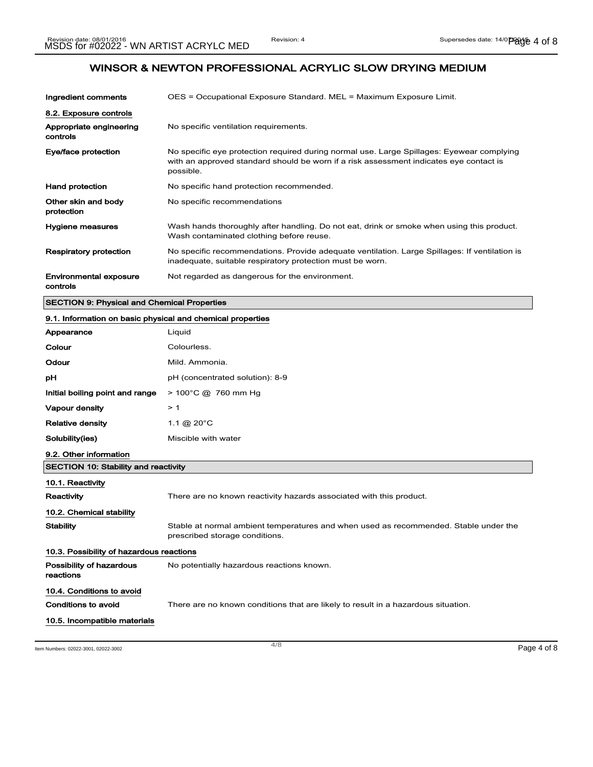# WINSOR & NEWTON PROFESSIONAL ACRYLIC SLOW DRYING MEDIUM

| | |
|---|---|
| **Ingredient comments** | OES = Occupational Exposure Standard. MEL = Maximum Exposure Limit. |

### 8.2. Exposure controls

| | |
|---|---|
| **Appropriate engineering controls** | No specific ventilation requirements. |
| **Eye/face protection** | No specific eye protection required during normal use. Large Spillages: Eyewear complying with an approved standard should be worn if a risk assessment indicates eye contact is possible. |
| **Hand protection** | No specific hand protection recommended. |
| **Other skin and body protection** | No specific recommendations |
| **Hygiene measures** | Wash hands thoroughly after handling. Do not eat, drink or smoke when using this product. Wash contaminated clothing before reuse. |
| **Respiratory protection** | No specific recommendations. Provide adequate ventilation. Large Spillages: If ventilation is inadequate, suitable respiratory protection must be worn. |
| **Environmental exposure controls** | Not regarded as dangerous for the environment. |

## SECTION 9: Physical and Chemical Properties

### 9.1. Information on basic physical and chemical properties

| | |
|---|---|
| **Appearance** | Liquid |
| **Colour** | Colourless. |
| **Odour** | Mild. Ammonia. |
| **pH** | pH (concentrated solution): 8-9 |
| **Initial boiling point and range** | > 100°C @ 760 mm Hg |
| **Vapour density** | > 1 |
| **Relative density** | 1.1 @ 20°C |
| **Solubility(ies)** | Miscible with water |

### 9.2. Other information

## SECTION 10: Stability and reactivity

### 10.1. Reactivity

| | |
|---|---|
| **Reactivity** | There are no known reactivity hazards associated with this product. |

### 10.2. Chemical stability

| | |
|---|---|
| **Stability** | Stable at normal ambient temperatures and when used as recommended. Stable under the prescribed storage conditions. |

### 10.3. Possibility of hazardous reactions

| | |
|---|---|
| **Possibility of hazardous reactions** | No potentially hazardous reactions known. |

### 10.4. Conditions to avoid

| | |
|---|---|
| **Conditions to avoid** | There are no known conditions that are likely to result in a hazardous situation. |

### 10.5. Incompatible materials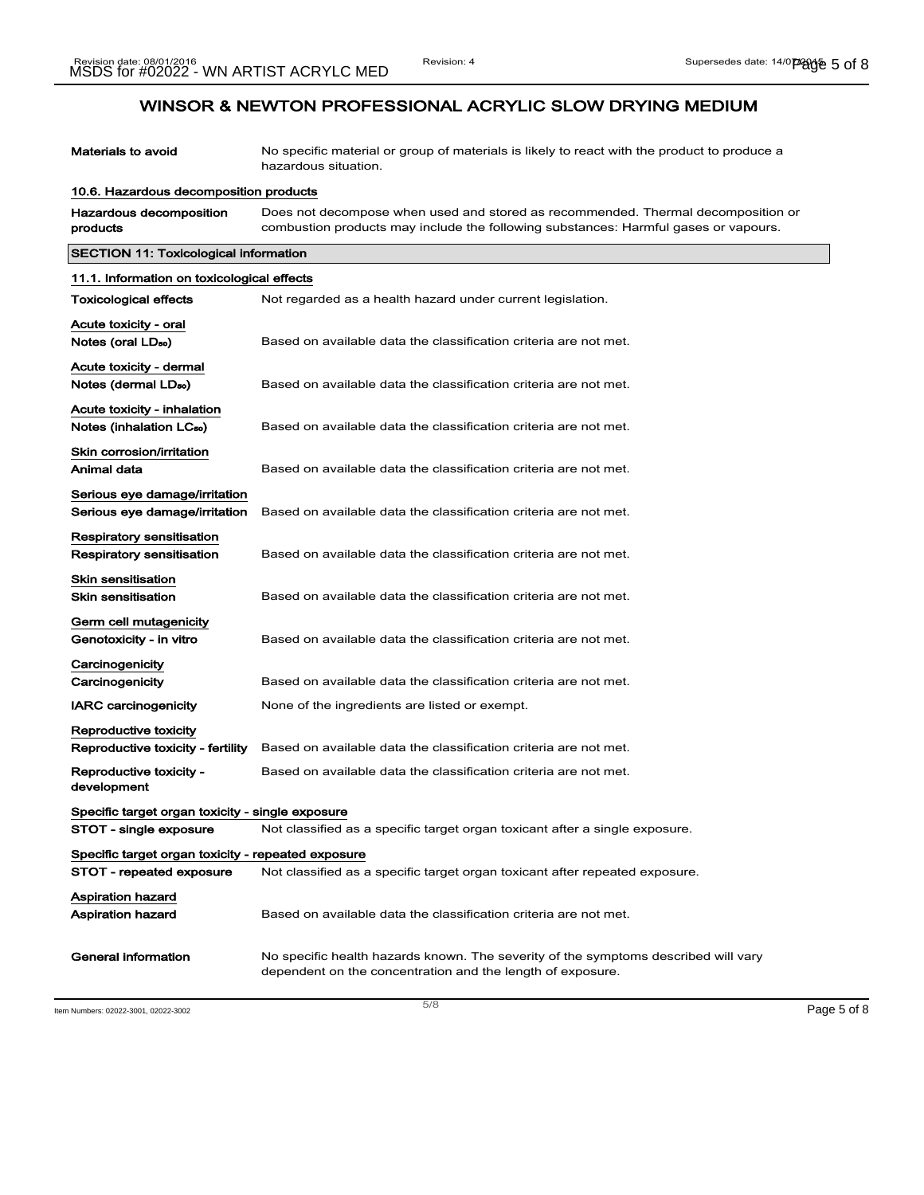# WINSOR & NEWTON PROFESSIONAL ACRYLIC SLOW DRYING MEDIUM

| | |
|---|---|
| **Materials to avoid** | No specific material or group of materials is likely to react with the product to produce a hazardous situation. |

### 10.6. Hazardous decomposition products

| | |
|---|---|
| **Hazardous decomposition products** | Does not decompose when used and stored as recommended. Thermal decomposition or combustion products may include the following substances: Harmful gases or vapours. |

## SECTION 11: Toxicological information

### 11.1. Information on toxicological effects

| | |
|---|---|
| **Toxicological effects** | Not regarded as a health hazard under current legislation. |

**Acute toxicity - oral**

| | |
|---|---|
| **Notes (oral $LD_{50}$)** | Based on available data the classification criteria are not met. |

**Acute toxicity - dermal**

| | |
|---|---|
| **Notes (dermal $LD_{50}$)** | Based on available data the classification criteria are not met. |

**Acute toxicity - inhalation**

| | |
|---|---|
| **Notes (inhalation $LC_{50}$)** | Based on available data the classification criteria are not met. |

**Skin corrosion/irritation**

| | |
|---|---|
| **Animal data** | Based on available data the classification criteria are not met. |

**Serious eye damage/irritation**

| | |
|---|---|
| **Serious eye damage/irritation** | Based on available data the classification criteria are not met. |

**Respiratory sensitisation**

| | |
|---|---|
| **Respiratory sensitisation** | Based on available data the classification criteria are not met. |

**Skin sensitisation**

| | |
|---|---|
| **Skin sensitisation** | Based on available data the classification criteria are not met. |

**Germ cell mutagenicity**

| | |
|---|---|
| **Genotoxicity - in vitro** | Based on available data the classification criteria are not met. |

**Carcinogenicity**

| | |
|---|---|
| **Carcinogenicity** | Based on available data the classification criteria are not met. |
| **IARC carcinogenicity** | None of the ingredients are listed or exempt. |

**Reproductive toxicity**

| | |
|---|---|
| **Reproductive toxicity - fertility** | Based on available data the classification criteria are not met. |
| **Reproductive toxicity - development** | Based on available data the classification criteria are not met. |

**Specific target organ toxicity - single exposure**

| | |
|---|---|
| **STOT - single exposure** | Not classified as a specific target organ toxicant after a single exposure. |

**Specific target organ toxicity - repeated exposure**

| | |
|---|---|
| **STOT - repeated exposure** | Not classified as a specific target organ toxicant after repeated exposure. |

**Aspiration hazard**

| | |
|---|---|
| **Aspiration hazard** | Based on available data the classification criteria are not met. |

| | |
|---|---|
| **General information** | No specific health hazards known. The severity of the symptoms described will vary dependent on the concentration and the length of exposure. |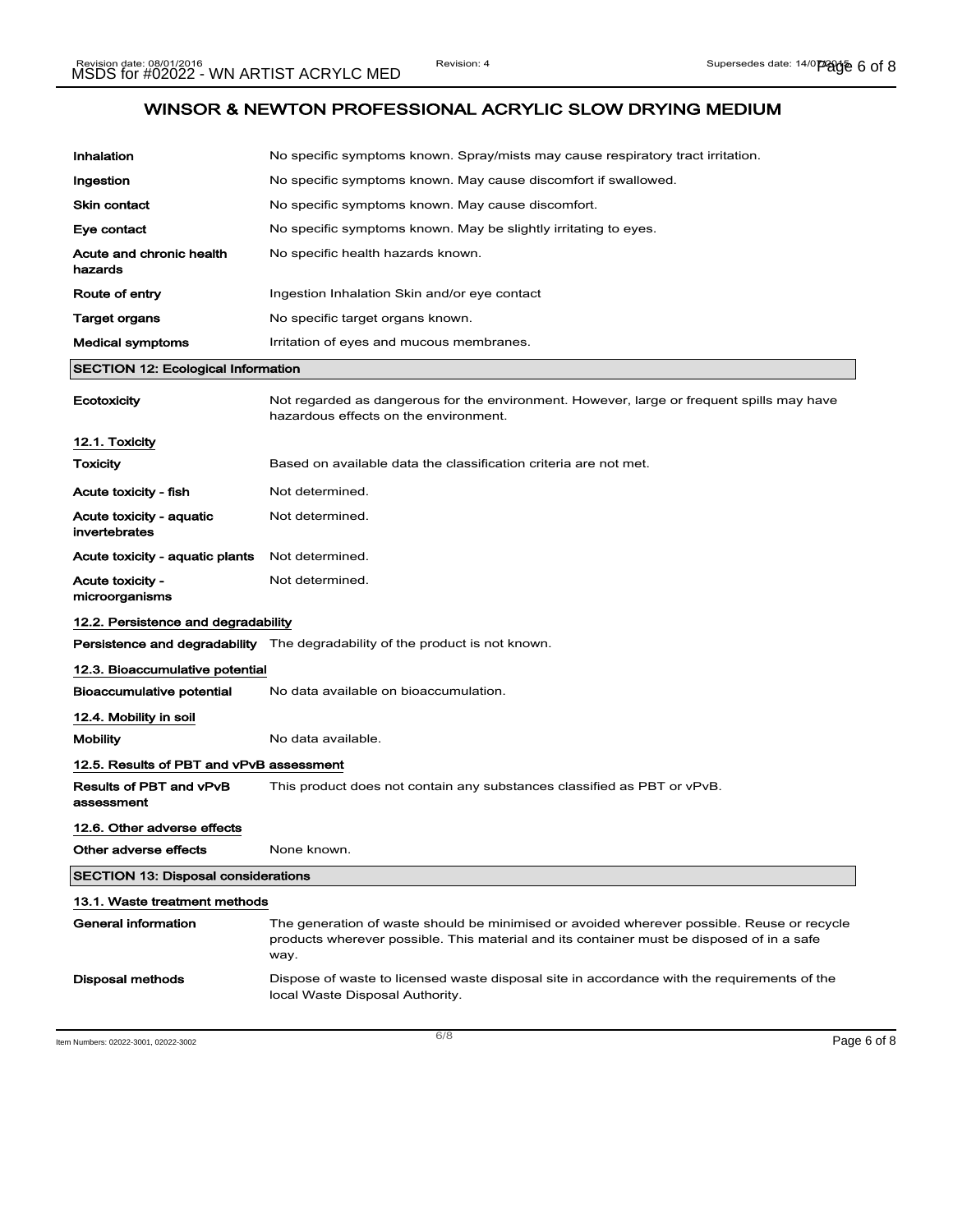# WINSOR & NEWTON PROFESSIONAL ACRYLIC SLOW DRYING MEDIUM

| | |
|---|---|
| **Inhalation** | No specific symptoms known. Spray/mists may cause respiratory tract irritation. |
| **Ingestion** | No specific symptoms known. May cause discomfort if swallowed. |
| **Skin contact** | No specific symptoms known. May cause discomfort. |
| **Eye contact** | No specific symptoms known. May be slightly irritating to eyes. |
| **Acute and chronic health hazards** | No specific health hazards known. |
| **Route of entry** | Ingestion Inhalation Skin and/or eye contact |
| **Target organs** | No specific target organs known. |
| **Medical symptoms** | Irritation of eyes and mucous membranes. |

## SECTION 12: Ecological Information

| | |
|---|---|
| **Ecotoxicity** | Not regarded as dangerous for the environment. However, large or frequent spills may have hazardous effects on the environment. |

### 12.1. Toxicity

| | |
|---|---|
| **Toxicity** | Based on available data the classification criteria are not met. |
| **Acute toxicity - fish** | Not determined. |
| **Acute toxicity - aquatic invertebrates** | Not determined. |
| **Acute toxicity - aquatic plants** | Not determined. |
| **Acute toxicity - microorganisms** | Not determined. |

### 12.2. Persistence and degradability

| | |
|---|---|
| **Persistence and degradability** | The degradability of the product is not known. |

### 12.3. Bioaccumulative potential

| | |
|---|---|
| **Bioaccumulative potential** | No data available on bioaccumulation. |

### 12.4. Mobility in soil

| | |
|---|---|
| **Mobility** | No data available. |

### 12.5. Results of PBT and vPvB assessment

| | |
|---|---|
| **Results of PBT and vPvB assessment** | This product does not contain any substances classified as PBT or vPvB. |

### 12.6. Other adverse effects

| | |
|---|---|
| **Other adverse effects** | None known. |

## SECTION 13: Disposal considerations

### 13.1. Waste treatment methods

| | |
|---|---|
| **General information** | The generation of waste should be minimised or avoided wherever possible. Reuse or recycle products wherever possible. This material and its container must be disposed of in a safe way. |
| **Disposal methods** | Dispose of waste to licensed waste disposal site in accordance with the requirements of the local Waste Disposal Authority. |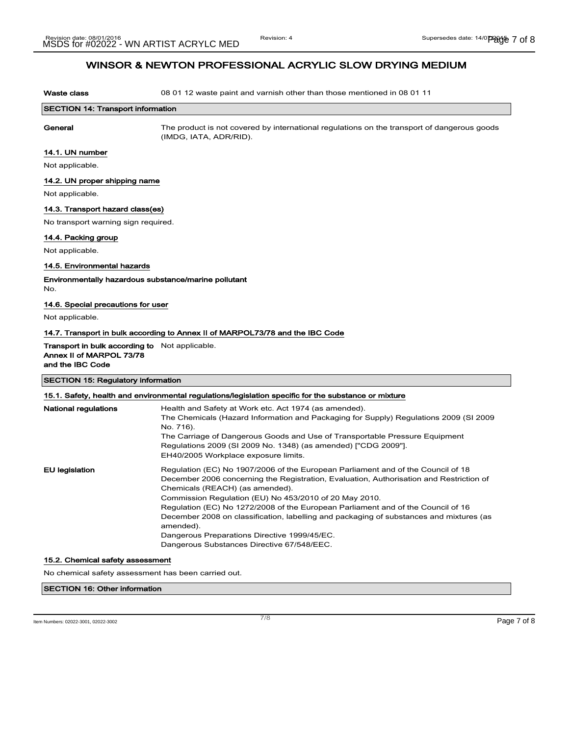## WINSOR & NEWTON PROFESSIONAL ACRYLIC SLOW DRYING MEDIUM

**Waste class** 08 01 12 waste paint and varnish other than those mentioned in 08 01 11

### SECTION 14: Transport information

**General** The product is not covered by international regulations on the transport of dangerous goods (IMDG, IATA, ADR/RID).

#### 14.1. UN number

Not applicable.

#### 14.2. UN proper shipping name

Not applicable.

#### 14.3. Transport hazard class(es)

No transport warning sign required.

#### 14.4. Packing group

Not applicable.

#### 14.5. Environmental hazards

**Environmentally hazardous substance/marine pollutant**

No.

#### 14.6. Special precautions for user

Not applicable.

#### 14.7. Transport in bulk according to Annex II of MARPOL73/78 and the IBC Code

**Transport in bulk according to Annex II of MARPOL 73/78 and the IBC Code** Not applicable.

### SECTION 15: Regulatory information

#### 15.1. Safety, health and environmental regulations/legislation specific for the substance or mixture

**National regulations**

Health and Safety at Work etc. Act 1974 (as amended).
The Chemicals (Hazard Information and Packaging for Supply) Regulations 2009 (SI 2009 No. 716).
The Carriage of Dangerous Goods and Use of Transportable Pressure Equipment Regulations 2009 (SI 2009 No. 1348) (as amended) ["CDG 2009"].
EH40/2005 Workplace exposure limits.

**EU legislation**

Regulation (EC) No 1907/2006 of the European Parliament and of the Council of 18 December 2006 concerning the Registration, Evaluation, Authorisation and Restriction of Chemicals (REACH) (as amended).
Commission Regulation (EU) No 453/2010 of 20 May 2010.
Regulation (EC) No 1272/2008 of the European Parliament and of the Council of 16 December 2008 on classification, labelling and packaging of substances and mixtures (as amended).
Dangerous Preparations Directive 1999/45/EC.
Dangerous Substances Directive 67/548/EEC.

#### 15.2. Chemical safety assessment

No chemical safety assessment has been carried out.

### SECTION 16: Other information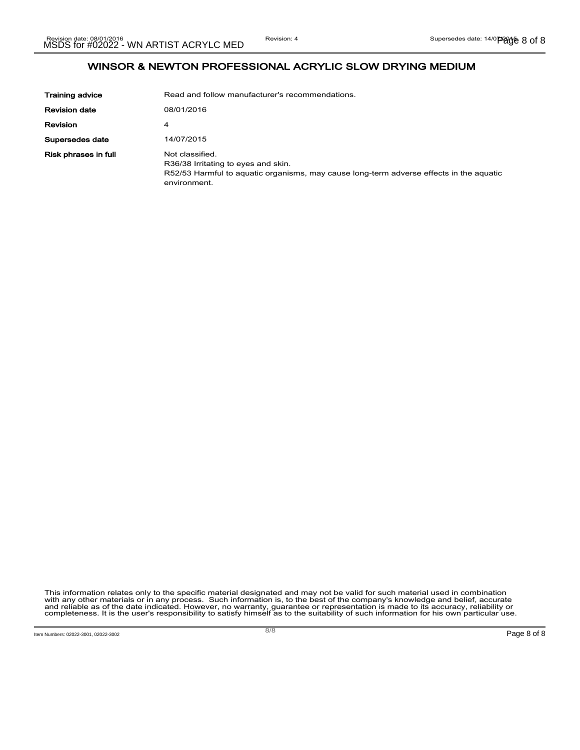## WINSOR & NEWTON PROFESSIONAL ACRYLIC SLOW DRYING MEDIUM

| | |
|---|---|
| **Training advice** | Read and follow manufacturer's recommendations. |
| **Revision date** | 08/01/2016 |
| **Revision** | 4 |
| **Supersedes date** | 14/07/2015 |
| **Risk phrases in full** | Not classified.<br>R36/38 Irritating to eyes and skin.<br>R52/53 Harmful to aquatic organisms, may cause long-term adverse effects in the aquatic environment. |

This information relates only to the specific material designated and may not be valid for such material used in combination with any other materials or in any process. Such information is, to the best of the company's knowledge and belief, accurate and reliable as of the date indicated. However, no warranty, guarantee or representation is made to its accuracy, reliability or completeness. It is the user's responsibility to satisfy himself as to the suitability of such information for his own particular use.

Item Numbers: 02022-3001, 02022-3002